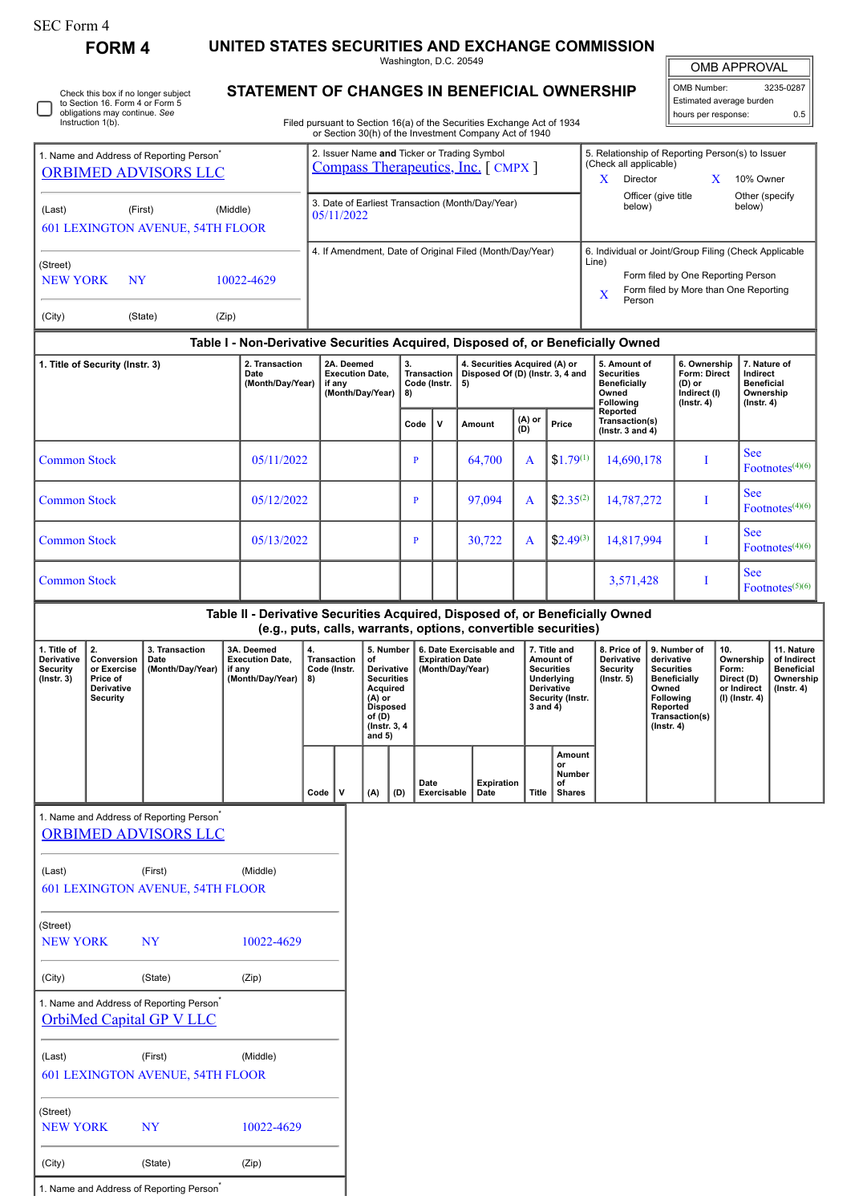SEC Form 4

## FORM 4

## UNITED STATES SECURITIES AND EXCHANGE COMMISSION

Washington, D.C. 20549

☐ Check this box if no longer subject to Section 16. Form 4 or Form 5 obligations may continue. *See* Instruction 1(b).

## STATEMENT OF CHANGES IN BENEFICIAL OWNERSHIP

Filed pursuant to Section 16(a) of the Securities Exchange Act of 1934 or Section 30(h) of the Investment Company Act of 1940

| OMB APPROVAL | |
|---|---|
| OMB Number: | 3235-0287 |
| Estimated average burden | |
| hours per response: | 0.5 |

1. Name and Address of Reporting Person*
ORBIMED ADVISORS LLC

(Last) (First) (Middle)
601 LEXINGTON AVENUE, 54TH FLOOR

(Street)
NEW YORK NY 10022-4629

(City) (State) (Zip)

2. Issuer Name **and** Ticker or Trading Symbol
Compass Therapeutics, Inc. [ CMPX ]

3. Date of Earliest Transaction (Month/Day/Year)
05/11/2022

4. If Amendment, Date of Original Filed (Month/Day/Year)

5. Relationship of Reporting Person(s) to Issuer (Check all applicable)
X Director
X 10% Owner
Officer (give title below)
Other (specify below)

6. Individual or Joint/Group Filing (Check Applicable Line)
Form filed by One Reporting Person
X Form filed by More than One Reporting Person

### Table I - Non-Derivative Securities Acquired, Disposed of, or Beneficially Owned

| 1. Title of Security (Instr. 3) | 2. Transaction Date (Month/Day/Year) | 2A. Deemed Execution Date, if any (Month/Day/Year) | 3. Transaction Code (Instr. 8) | | 4. Securities Acquired (A) or Disposed Of (D) (Instr. 3, 4 and 5) | | | 5. Amount of Securities Beneficially Owned Following Reported Transaction(s) (Instr. 3 and 4) | 6. Ownership Form: Direct (D) or Indirect (I) (Instr. 4) | 7. Nature of Indirect Beneficial Ownership (Instr. 4) |
|---|---|---|---|---|---|---|---|---|---|---|
| | | | Code | V | Amount | (A) or (D) | Price | | | |
| Common Stock | 05/11/2022 | | P | | 64,700 | A | $1.79[1] | 14,690,178 | I | See Footnotes[4][6] |
| Common Stock | 05/12/2022 | | P | | 97,094 | A | $2.35[2] | 14,787,272 | I | See Footnotes[4][6] |
| Common Stock | 05/13/2022 | | P | | 30,722 | A | $2.49[3] | 14,817,994 | I | See Footnotes[4][6] |
| Common Stock | | | | | | | | 3,571,428 | I | See Footnotes[5][6] |

### Table II - Derivative Securities Acquired, Disposed of, or Beneficially Owned (e.g., puts, calls, warrants, options, convertible securities)

| 1. Title of Derivative Security (Instr. 3) | 2. Conversion or Exercise Price of Derivative Security | 3. Transaction Date (Month/Day/Year) | 3A. Deemed Execution Date, if any (Month/Day/Year) | 4. Transaction Code (Instr. 8) | | 5. Number of Derivative Securities Acquired (A) or Disposed of (D) (Instr. 3, 4 and 5) | | 6. Date Exercisable and Expiration Date (Month/Day/Year) | | 7. Title and Amount of Securities Underlying Derivative Security (Instr. 3 and 4) | | 8. Price of Derivative Security (Instr. 5) | 9. Number of derivative Securities Beneficially Owned Following Reported Transaction(s) (Instr. 4) | 10. Ownership Form: Direct (D) or Indirect (I) (Instr. 4) | 11. Nature of Indirect Beneficial Ownership (Instr. 4) |
|---|---|---|---|---|---|---|---|---|---|---|---|---|---|---|---|
| | | | | Code | V | (A) | (D) | Date Exercisable | Expiration Date | Title | Amount or Number of Shares | | | | |

1. Name and Address of Reporting Person*
ORBIMED ADVISORS LLC

(Last) (First) (Middle)
601 LEXINGTON AVENUE, 54TH FLOOR

(Street)
NEW YORK NY 10022-4629

(City) (State) (Zip)

1. Name and Address of Reporting Person*
OrbiMed Capital GP V LLC

(Last) (First) (Middle)
601 LEXINGTON AVENUE, 54TH FLOOR

(Street)
NEW YORK NY 10022-4629

(City) (State) (Zip)

1. Name and Address of Reporting Person*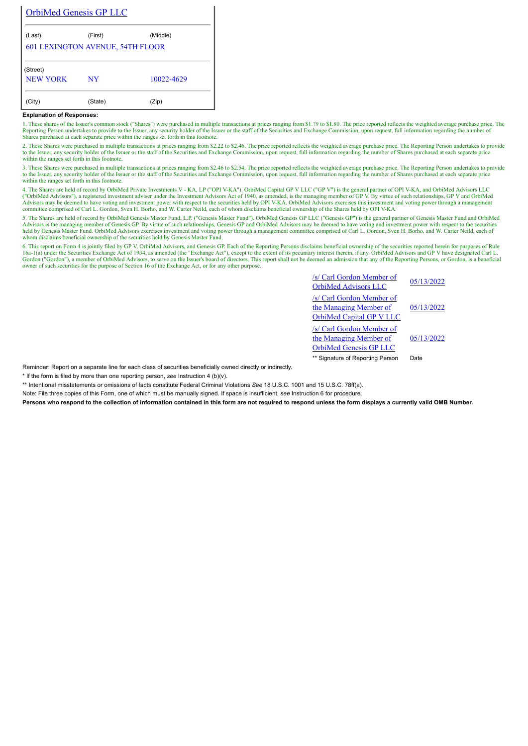| | | |
|---|---|---|
| OrbiMed Genesis GP LLC | | |
| (Last) | (First) | (Middle) |
| 601 LEXINGTON AVENUE, 54TH FLOOR | | |
| (Street) | | |
| NEW YORK | NY | 10022-4629 |
| (City) | (State) | (Zip) |

**Explanation of Responses:**

1. These shares of the Issuer's common stock ("Shares") were purchased in multiple transactions at prices ranging from $1.79 to $1.80. The price reported reflects the weighted average purchase price. The Reporting Person undertakes to provide to the Issuer, any security holder of the Issuer or the staff of the Securities and Exchange Commission, upon request, full information regarding the number of Shares purchased at each separate price within the ranges set forth in this footnote.

2. These Shares were purchased in multiple transactions at prices ranging from $2.22 to $2.46. The price reported reflects the weighted average purchase price. The Reporting Person undertakes to provide to the Issuer, any security holder of the Issuer or the staff of the Securities and Exchange Commission, upon request, full information regarding the number of Shares purchased at each separate price within the ranges set forth in this footnote.

3. These Shares were purchased in multiple transactions at prices ranging from $2.46 to $2.54. The price reported reflects the weighted average purchase price. The Reporting Person undertakes to provide to the Issuer, any security holder of the Issuer or the staff of the Securities and Exchange Commission, upon request, full information regarding the number of Shares purchased at each separate price within the ranges set forth in this footnote.

4. The Shares are held of record by OrbiMed Private Investments V - KA, LP ("OPI V-KA"). OrbiMed Capital GP V LLC ("GP V") is the general partner of OPI V-KA, and OrbiMed Advisors LLC ("OrbiMed Advisors"), a registered investment adviser under the Investment Advisors Act of 1940, as amended, is the managing member of GP V. By virtue of such relationships, GP V and OrbiMed Advisors may be deemed to have voting and investment power with respect to the securities held by OPI V-KA. OrbiMed Advisors exercises this investment and voting power through a management committee comprised of Carl L. Gordon, Sven H. Borho, and W. Carter Neild, each of whom disclaims beneficial ownership of the Shares held by OPI V-KA.

5. The Shares are held of record by OrbiMed Genesis Master Fund, L.P. ("Genesis Master Fund"). OrbiMed Genesis GP LLC ("Genesis GP") is the general partner of Genesis Master Fund and OrbiMed Advisors is the managing member of Genesis GP. By virtue of such relationships, Genesis GP and OrbiMed Advisors may be deemed to have voting and investment power with respect to the securities held by Genesis Master Fund. OrbiMed Advisors exercises investment and voting power through a management committee comprised of Carl L. Gordon, Sven H. Borho, and W. Carter Neild, each of whom disclaims beneficial ownership of the securities held by Genesis Master Fund.

6. This report on Form 4 is jointly filed by GP V, OrbiMed Advisors, and Genesis GP. Each of the Reporting Persons disclaims beneficial ownership of the securities reported herein for purposes of Rule 16a-1(a) under the Securities Exchange Act of 1934, as amended (the "Exchange Act"), except to the extent of its pecuniary interest therein, if any. OrbiMed Advisors and GP V have designated Carl L. Gordon ("Gordon"), a member of OrbiMed Advisors, to serve on the Issuer's board of directors. This report shall not be deemed an admission that any of the Reporting Persons, or Gordon, is a beneficial owner of such securities for the purpose of Section 16 of the Exchange Act, or for any other purpose.

| | |
|---|---|
| /s/ Carl Gordon Member of OrbiMed Advisors LLC | 05/13/2022 |
| /s/ Carl Gordon Member of the Managing Member of OrbiMed Capital GP V LLC | 05/13/2022 |
| /s/ Carl Gordon Member of the Managing Member of OrbiMed Genesis GP LLC | 05/13/2022 |
| ** Signature of Reporting Person | Date |

Reminder: Report on a separate line for each class of securities beneficially owned directly or indirectly.

* If the form is filed by more than one reporting person, *see* Instruction 4 (b)(v).

** Intentional misstatements or omissions of facts constitute Federal Criminal Violations *See* 18 U.S.C. 1001 and 15 U.S.C. 78ff(a).

Note: File three copies of this Form, one of which must be manually signed. If space is insufficient, *see* Instruction 6 for procedure.

**Persons who respond to the collection of information contained in this form are not required to respond unless the form displays a currently valid OMB Number.**